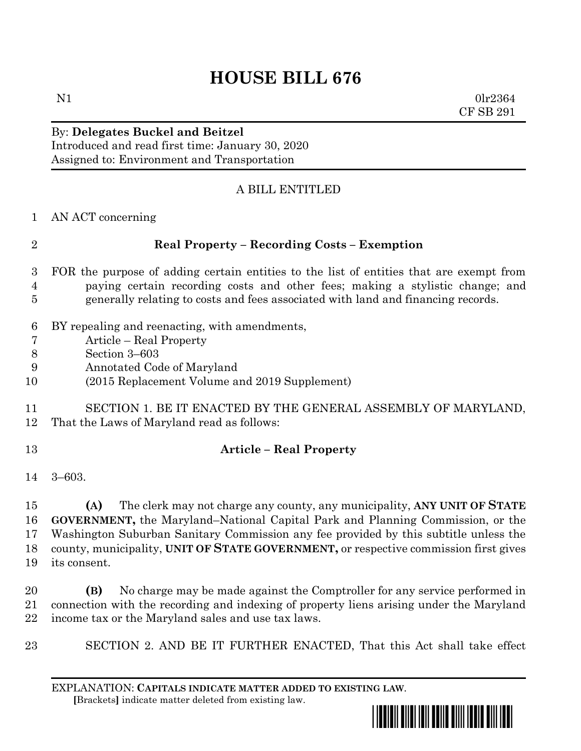# HOUSE BILL 676

N1 0lr2364
CF SB 291

By: **Delegates Buckel and Beitzel**
Introduced and read first time: January 30, 2020
Assigned to: Environment and Transportation

A BILL ENTITLED

1 AN ACT concerning

2 **Real Property – Recording Costs – Exemption**

3 FOR the purpose of adding certain entities to the list of entities that are exempt from
4 paying certain recording costs and other fees; making a stylistic change; and
5 generally relating to costs and fees associated with land and financing records.

6 BY repealing and reenacting, with amendments,
7 Article – Real Property
8 Section 3–603
9 Annotated Code of Maryland
10 (2015 Replacement Volume and 2019 Supplement)

11 SECTION 1. BE IT ENACTED BY THE GENERAL ASSEMBLY OF MARYLAND,
12 That the Laws of Maryland read as follows:

13 **Article – Real Property**

14 3–603.

15 **(A)** The clerk may not charge any county, any municipality, **ANY UNIT OF STATE**
16 **GOVERNMENT,** the Maryland–National Capital Park and Planning Commission, or the
17 Washington Suburban Sanitary Commission any fee provided by this subtitle unless the
18 county, municipality, **UNIT OF STATE GOVERNMENT,** or respective commission first gives
19 its consent.

20 **(B)** No charge may be made against the Comptroller for any service performed in
21 connection with the recording and indexing of property liens arising under the Maryland
22 income tax or the Maryland sales and use tax laws.

23 SECTION 2. AND BE IT FURTHER ENACTED, That this Act shall take effect

EXPLANATION: **CAPITALS INDICATE MATTER ADDED TO EXISTING LAW.**
[Brackets] indicate matter deleted from existing law.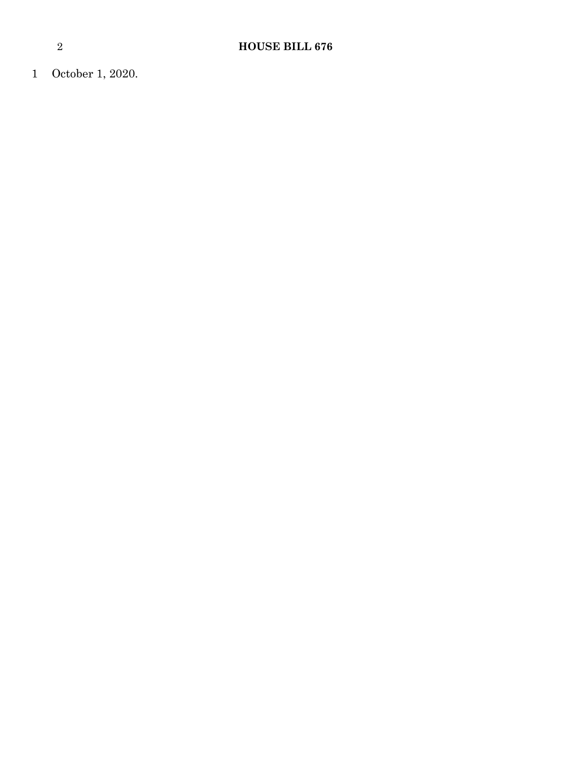October 1, 2020.